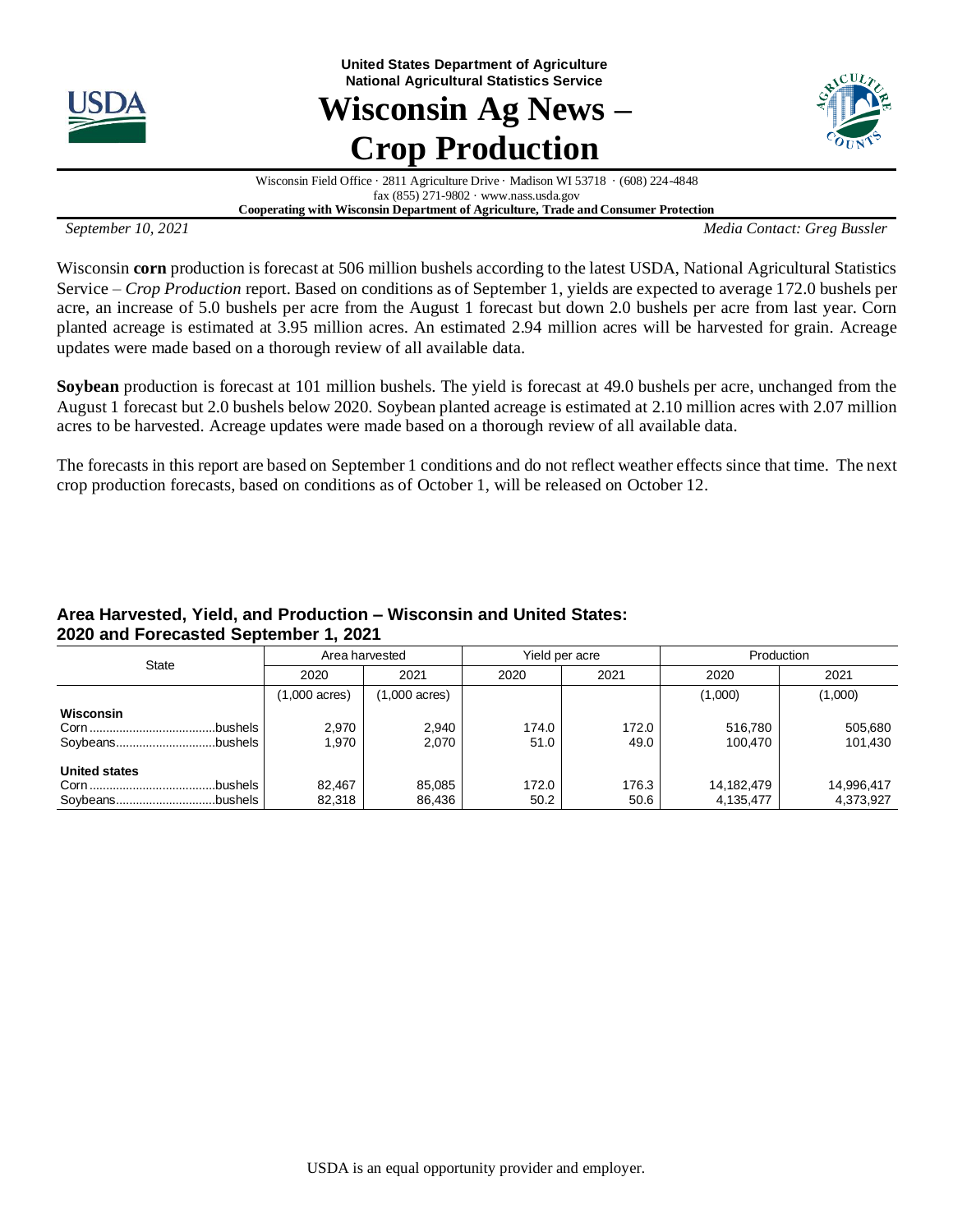United States Department of Agriculture
National Agricultural Statistics Service

# Wisconsin Ag News – Crop Production

Wisconsin Field Office · 2811 Agriculture Drive · Madison WI 53718 · (608) 224-4848
fax (855) 271-9802 · www.nass.usda.gov
**Cooperating with Wisconsin Department of Agriculture, Trade and Consumer Protection**

*September 10, 2021* *Media Contact: Greg Bussler*

Wisconsin **corn** production is forecast at 506 million bushels according to the latest USDA, National Agricultural Statistics Service – *Crop Production* report. Based on conditions as of September 1, yields are expected to average 172.0 bushels per acre, an increase of 5.0 bushels per acre from the August 1 forecast but down 2.0 bushels per acre from last year. Corn planted acreage is estimated at 3.95 million acres. An estimated 2.94 million acres will be harvested for grain. Acreage updates were made based on a thorough review of all available data.

**Soybean** production is forecast at 101 million bushels. The yield is forecast at 49.0 bushels per acre, unchanged from the August 1 forecast but 2.0 bushels below 2020. Soybean planted acreage is estimated at 2.10 million acres with 2.07 million acres to be harvested. Acreage updates were made based on a thorough review of all available data.

The forecasts in this report are based on September 1 conditions and do not reflect weather effects since that time. The next crop production forecasts, based on conditions as of October 1, will be released on October 12.

## Area Harvested, Yield, and Production – Wisconsin and United States: 2020 and Forecasted September 1, 2021

| State | Area harvested | | Yield per acre | | Production | |
|---|---|---|---|---|---|---|
| | 2020 | 2021 | 2020 | 2021 | 2020 | 2021 |
| | (1,000 acres) | (1,000 acres) | | | (1,000) | (1,000) |
| **Wisconsin** | | | | | | |
| Corn ....bushels | 2,970 | 2,940 | 174.0 | 172.0 | 516,780 | 505,680 |
| Soybeans....bushels | 1,970 | 2,070 | 51.0 | 49.0 | 100,470 | 101,430 |
| **United states** | | | | | | |
| Corn ....bushels | 82,467 | 85,085 | 172.0 | 176.3 | 14,182,479 | 14,996,417 |
| Soybeans....bushels | 82,318 | 86,436 | 50.2 | 50.6 | 4,135,477 | 4,373,927 |

USDA is an equal opportunity provider and employer.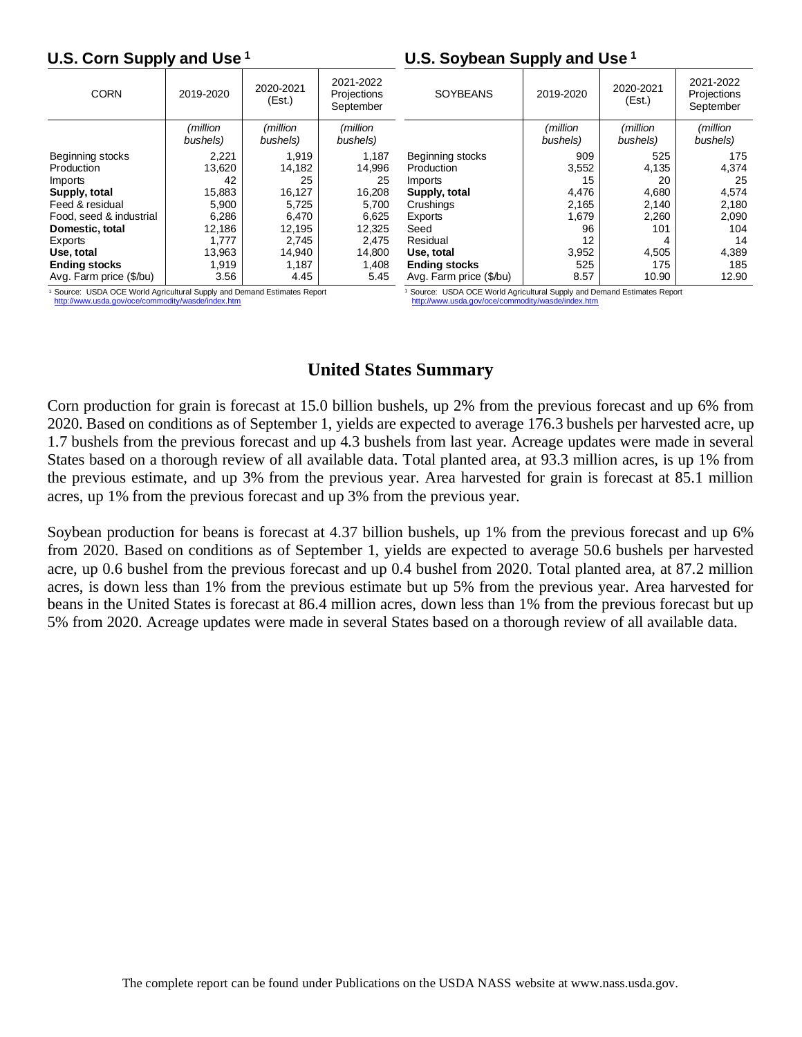## U.S. Corn Supply and Use [1]

| CORN | 2019-2020 | 2020-2021 (Est.) | 2021-2022 Projections September |
|---|---|---|---|
| | *(million bushels)* | *(million bushels)* | *(million bushels)* |
| Beginning stocks | 2,221 | 1,919 | 1,187 |
| Production | 13,620 | 14,182 | 14,996 |
| Imports | 42 | 25 | 25 |
| **Supply, total** | 15,883 | 16,127 | 16,208 |
| Feed & residual | 5,900 | 5,725 | 5,700 |
| Food, seed & industrial | 6,286 | 6,470 | 6,625 |
| **Domestic, total** | 12,186 | 12,195 | 12,325 |
| Exports | 1,777 | 2,745 | 2,475 |
| **Use, total** | 13,963 | 14,940 | 14,800 |
| **Ending stocks** | 1,919 | 1,187 | 1,408 |
| Avg. Farm price ($/bu) | 3.56 | 4.45 | 5.45 |

[1] Source: USDA OCE World Agricultural Supply and Demand Estimates Report
http://www.usda.gov/oce/commodity/wasde/index.htm

## U.S. Soybean Supply and Use [1]

| SOYBEANS | 2019-2020 | 2020-2021 (Est.) | 2021-2022 Projections September |
|---|---|---|---|
| | *(million bushels)* | *(million bushels)* | *(million bushels)* |
| Beginning stocks | 909 | 525 | 175 |
| Production | 3,552 | 4,135 | 4,374 |
| Imports | 15 | 20 | 25 |
| **Supply, total** | 4,476 | 4,680 | 4,574 |
| Crushings | 2,165 | 2,140 | 2,180 |
| Exports | 1,679 | 2,260 | 2,090 |
| Seed | 96 | 101 | 104 |
| Residual | 12 | 4 | 14 |
| **Use, total** | 3,952 | 4,505 | 4,389 |
| **Ending stocks** | 525 | 175 | 185 |
| Avg. Farm price ($/bu) | 8.57 | 10.90 | 12.90 |

[1] Source: USDA OCE World Agricultural Supply and Demand Estimates Report
http://www.usda.gov/oce/commodity/wasde/index.htm

## United States Summary

Corn production for grain is forecast at 15.0 billion bushels, up 2% from the previous forecast and up 6% from 2020. Based on conditions as of September 1, yields are expected to average 176.3 bushels per harvested acre, up 1.7 bushels from the previous forecast and up 4.3 bushels from last year. Acreage updates were made in several States based on a thorough review of all available data. Total planted area, at 93.3 million acres, is up 1% from the previous estimate, and up 3% from the previous year. Area harvested for grain is forecast at 85.1 million acres, up 1% from the previous forecast and up 3% from the previous year.

Soybean production for beans is forecast at 4.37 billion bushels, up 1% from the previous forecast and up 6% from 2020. Based on conditions as of September 1, yields are expected to average 50.6 bushels per harvested acre, up 0.6 bushel from the previous forecast and up 0.4 bushel from 2020. Total planted area, at 87.2 million acres, is down less than 1% from the previous estimate but up 5% from the previous year. Area harvested for beans in the United States is forecast at 86.4 million acres, down less than 1% from the previous forecast but up 5% from 2020. Acreage updates were made in several States based on a thorough review of all available data.

The complete report can be found under Publications on the USDA NASS website at www.nass.usda.gov.